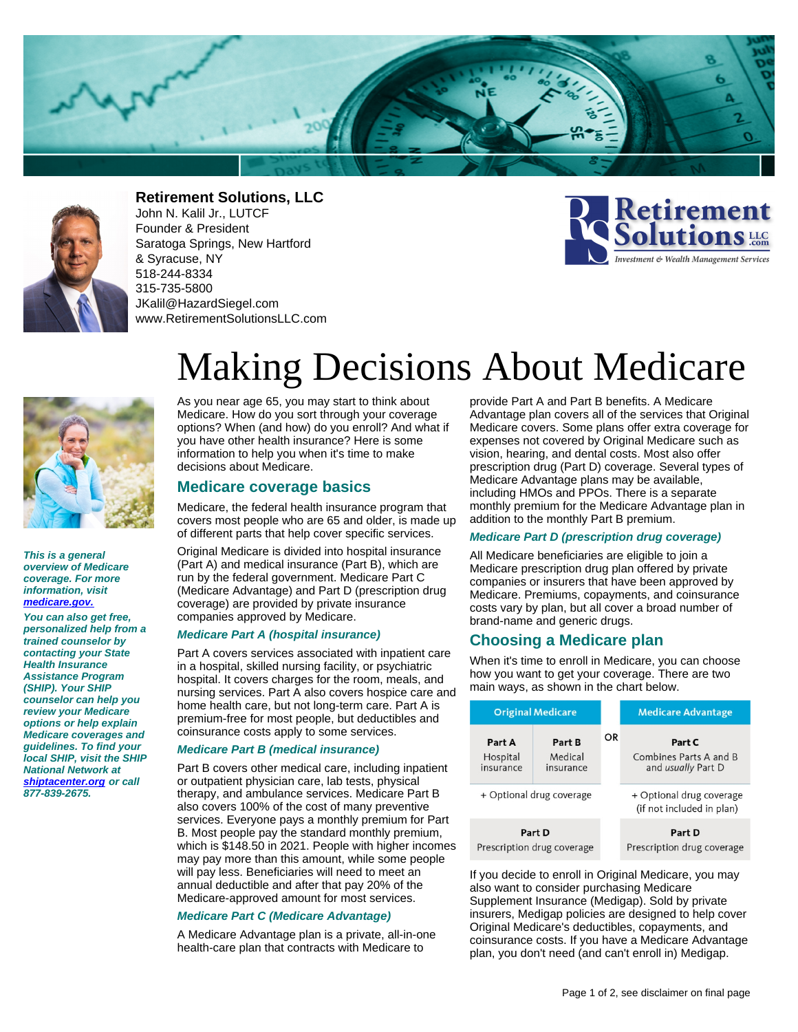**Retirement Solutions, LLC**
John N. Kalil Jr., LUTCF
Founder & President
Saratoga Springs, New Hartford & Syracuse, NY
518-244-8334
315-735-5800
JKalil@HazardSiegel.com
www.RetirementSolutionsLLC.com

# Making Decisions About Medicare

***This is a general overview of Medicare coverage. For more information, visit [medicare.gov.](http://medicare.gov)***

***You can also get free, personalized help from a trained counselor by contacting your State Health Insurance Assistance Program (SHIP). Your SHIP counselor can help you review your Medicare options or help explain Medicare coverages and guidelines. To find your local SHIP, visit the SHIP National Network at [shiptacenter.org](http://shiptacenter.org) or call 877-839-2675.***

As you near age 65, you may start to think about Medicare. How do you sort through your coverage options? When (and how) do you enroll? And what if you have other health insurance? Here is some information to help you when it's time to make decisions about Medicare.

## Medicare coverage basics

Medicare, the federal health insurance program that covers most people who are 65 and older, is made up of different parts that help cover specific services.

Original Medicare is divided into hospital insurance (Part A) and medical insurance (Part B), which are run by the federal government. Medicare Part C (Medicare Advantage) and Part D (prescription drug coverage) are provided by private insurance companies approved by Medicare.

### *Medicare Part A (hospital insurance)*

Part A covers services associated with inpatient care in a hospital, skilled nursing facility, or psychiatric hospital. It covers charges for the room, meals, and nursing services. Part A also covers hospice care and home health care, but not long-term care. Part A is premium-free for most people, but deductibles and coinsurance costs apply to some services.

### *Medicare Part B (medical insurance)*

Part B covers other medical care, including inpatient or outpatient physician care, lab tests, physical therapy, and ambulance services. Medicare Part B also covers 100% of the cost of many preventive services. Everyone pays a monthly premium for Part B. Most people pay the standard monthly premium, which is $148.50 in 2021. People with higher incomes may pay more than this amount, while some people will pay less. Beneficiaries will need to meet an annual deductible and after that pay 20% of the Medicare-approved amount for most services.

### *Medicare Part C (Medicare Advantage)*

A Medicare Advantage plan is a private, all-in-one health-care plan that contracts with Medicare to provide Part A and Part B benefits. A Medicare Advantage plan covers all of the services that Original Medicare covers. Some plans offer extra coverage for expenses not covered by Original Medicare such as vision, hearing, and dental costs. Most also offer prescription drug (Part D) coverage. Several types of Medicare Advantage plans may be available, including HMOs and PPOs. There is a separate monthly premium for the Medicare Advantage plan in addition to the monthly Part B premium.

### *Medicare Part D (prescription drug coverage)*

All Medicare beneficiaries are eligible to join a Medicare prescription drug plan offered by private companies or insurers that have been approved by Medicare. Premiums, copayments, and coinsurance costs vary by plan, but all cover a broad number of brand-name and generic drugs.

## Choosing a Medicare plan

When it's time to enroll in Medicare, you can choose how you want to get your coverage. There are two main ways, as shown in the chart below.

| Original Medicare | | | Medicare Advantage |
|---|---|---|---|
| **Part A** Hospital insurance | **Part B** Medical insurance | OR | **Part C** Combines Parts A and B and *usually* Part D |
| + Optional drug coverage | | | + Optional drug coverage (if not included in plan) |
| **Part D** Prescription drug coverage | | | **Part D** Prescription drug coverage |

If you decide to enroll in Original Medicare, you may also want to consider purchasing Medicare Supplement Insurance (Medigap). Sold by private insurers, Medigap policies are designed to help cover Original Medicare's deductibles, copayments, and coinsurance costs. If you have a Medicare Advantage plan, you don't need (and can't enroll in) Medigap.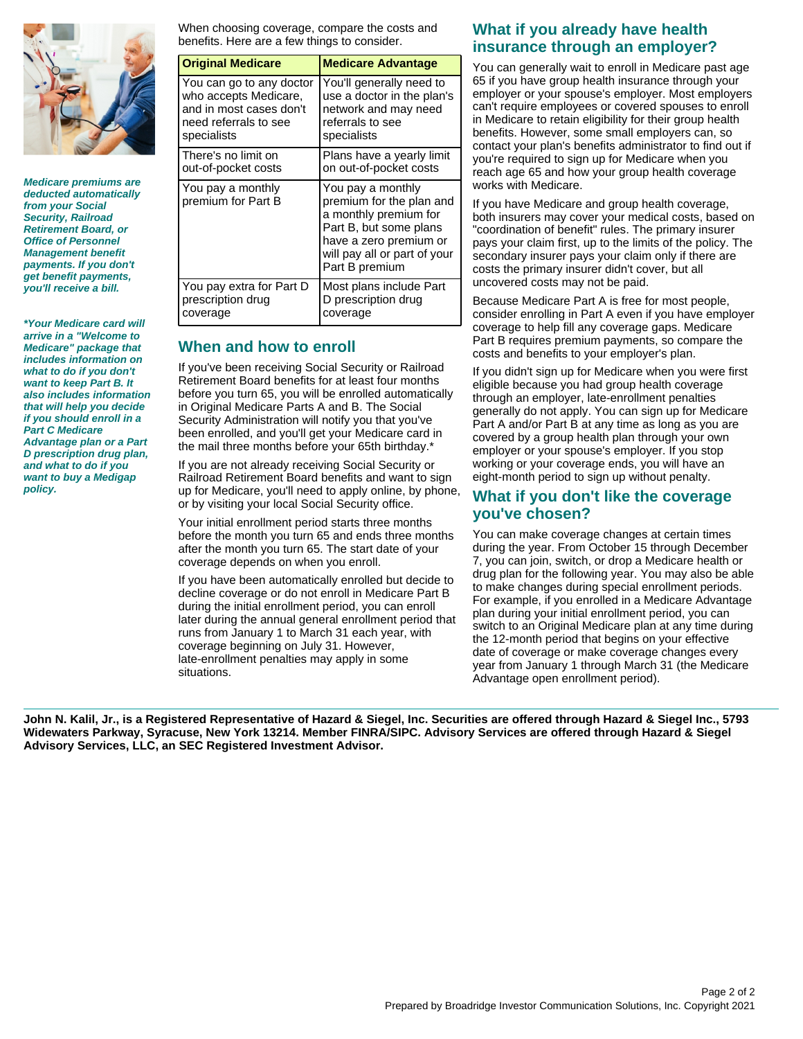*Medicare premiums are deducted automatically from your Social Security, Railroad Retirement Board, or Office of Personnel Management benefit payments. If you don't get benefit payments, you'll receive a bill.*

**\*Your Medicare card will arrive in a "Welcome to Medicare" package that includes information on what to do if you don't want to keep Part B. It also includes information that will help you decide if you should enroll in a Part C Medicare Advantage plan or a Part D prescription drug plan, and what to do if you want to buy a Medigap policy.**

When choosing coverage, compare the costs and benefits. Here are a few things to consider.

| Original Medicare | Medicare Advantage |
|---|---|
| You can go to any doctor who accepts Medicare, and in most cases don't need referrals to see specialists | You'll generally need to use a doctor in the plan's network and may need referrals to see specialists |
| There's no limit on out-of-pocket costs | Plans have a yearly limit on out-of-pocket costs |
| You pay a monthly premium for Part B | You pay a monthly premium for the plan and a monthly premium for Part B, but some plans have a zero premium or will pay all or part of your Part B premium |
| You pay extra for Part D prescription drug coverage | Most plans include Part D prescription drug coverage |

## When and how to enroll

If you've been receiving Social Security or Railroad Retirement Board benefits for at least four months before you turn 65, you will be enrolled automatically in Original Medicare Parts A and B. The Social Security Administration will notify you that you've been enrolled, and you'll get your Medicare card in the mail three months before your 65th birthday.*

If you are not already receiving Social Security or Railroad Retirement Board benefits and want to sign up for Medicare, you'll need to apply online, by phone, or by visiting your local Social Security office.

Your initial enrollment period starts three months before the month you turn 65 and ends three months after the month you turn 65. The start date of your coverage depends on when you enroll.

If you have been automatically enrolled but decide to decline coverage or do not enroll in Medicare Part B during the initial enrollment period, you can enroll later during the annual general enrollment period that runs from January 1 to March 31 each year, with coverage beginning on July 31. However, late-enrollment penalties may apply in some situations.

## What if you already have health insurance through an employer?

You can generally wait to enroll in Medicare past age 65 if you have group health insurance through your employer or your spouse's employer. Most employers can't require employees or covered spouses to enroll in Medicare to retain eligibility for their group health benefits. However, some small employers can, so contact your plan's benefits administrator to find out if you're required to sign up for Medicare when you reach age 65 and how your group health coverage works with Medicare.

If you have Medicare and group health coverage, both insurers may cover your medical costs, based on "coordination of benefit" rules. The primary insurer pays your claim first, up to the limits of the policy. The secondary insurer pays your claim only if there are costs the primary insurer didn't cover, but all uncovered costs may not be paid.

Because Medicare Part A is free for most people, consider enrolling in Part A even if you have employer coverage to help fill any coverage gaps. Medicare Part B requires premium payments, so compare the costs and benefits to your employer's plan.

If you didn't sign up for Medicare when you were first eligible because you had group health coverage through an employer, late-enrollment penalties generally do not apply. You can sign up for Medicare Part A and/or Part B at any time as long as you are covered by a group health plan through your own employer or your spouse's employer. If you stop working or your coverage ends, you will have an eight-month period to sign up without penalty.

## What if you don't like the coverage you've chosen?

You can make coverage changes at certain times during the year. From October 15 through December 7, you can join, switch, or drop a Medicare health or drug plan for the following year. You may also be able to make changes during special enrollment periods. For example, if you enrolled in a Medicare Advantage plan during your initial enrollment period, you can switch to an Original Medicare plan at any time during the 12-month period that begins on your effective date of coverage or make coverage changes every year from January 1 through March 31 (the Medicare Advantage open enrollment period).

---

**John N. Kalil, Jr., is a Registered Representative of Hazard & Siegel, Inc. Securities are offered through Hazard & Siegel Inc., 5793 Widewaters Parkway, Syracuse, New York 13214. Member FINRA/SIPC. Advisory Services are offered through Hazard & Siegel Advisory Services, LLC, an SEC Registered Investment Advisor.**

Prepared by Broadridge Investor Communication Solutions, Inc. Copyright 2021